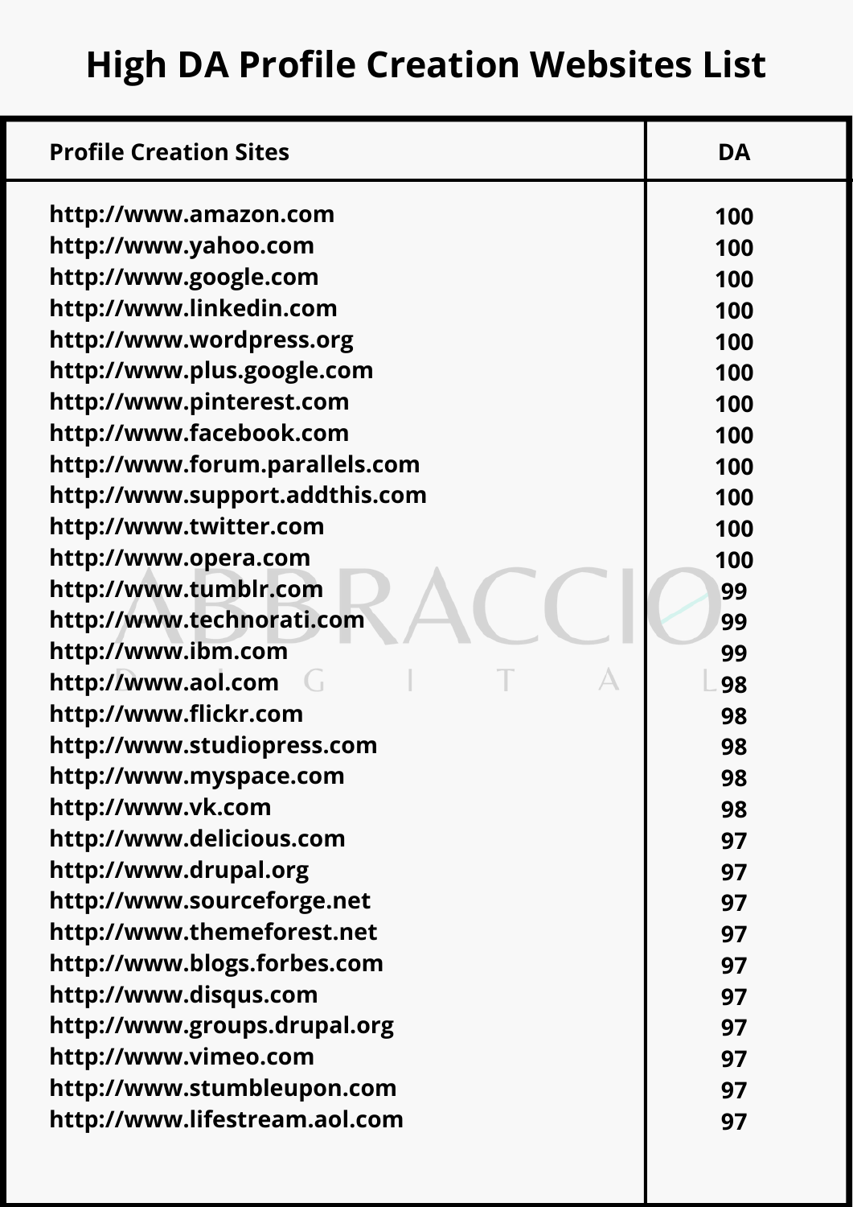# High DA Profile Creation Websites List

| Profile Creation Sites | DA |
| --- | --- |
| http://www.amazon.com | 100 |
| http://www.yahoo.com | 100 |
| http://www.google.com | 100 |
| http://www.linkedin.com | 100 |
| http://www.wordpress.org | 100 |
| http://www.plus.google.com | 100 |
| http://www.pinterest.com | 100 |
| http://www.facebook.com | 100 |
| http://www.forum.parallels.com | 100 |
| http://www.support.addthis.com | 100 |
| http://www.twitter.com | 100 |
| http://www.opera.com | 100 |
| http://www.tumblr.com | 99 |
| http://www.technorati.com | 99 |
| http://www.ibm.com | 99 |
| http://www.aol.com | 98 |
| http://www.flickr.com | 98 |
| http://www.studiopress.com | 98 |
| http://www.myspace.com | 98 |
| http://www.vk.com | 98 |
| http://www.delicious.com | 97 |
| http://www.drupal.org | 97 |
| http://www.sourceforge.net | 97 |
| http://www.themeforest.net | 97 |
| http://www.blogs.forbes.com | 97 |
| http://www.disqus.com | 97 |
| http://www.groups.drupal.org | 97 |
| http://www.vimeo.com | 97 |
| http://www.stumbleupon.com | 97 |
| http://www.lifestream.aol.com | 97 |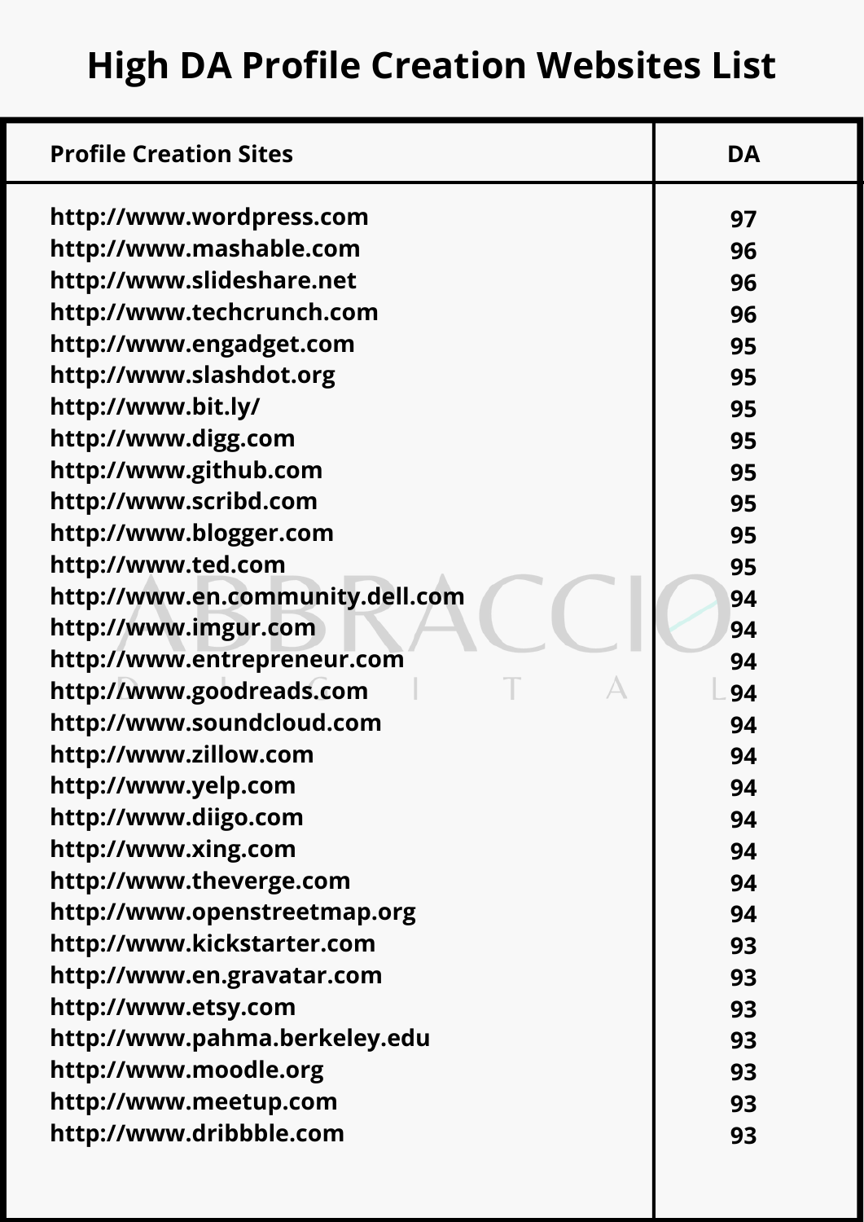# High DA Profile Creation Websites List

| Profile Creation Sites | DA |
|---|---|
| http://www.wordpress.com | 97 |
| http://www.mashable.com | 96 |
| http://www.slideshare.net | 96 |
| http://www.techcrunch.com | 96 |
| http://www.engadget.com | 95 |
| http://www.slashdot.org | 95 |
| http://www.bit.ly/ | 95 |
| http://www.digg.com | 95 |
| http://www.github.com | 95 |
| http://www.scribd.com | 95 |
| http://www.blogger.com | 95 |
| http://www.ted.com | 95 |
| http://www.en.community.dell.com | 94 |
| http://www.imgur.com | 94 |
| http://www.entrepreneur.com | 94 |
| http://www.goodreads.com | 94 |
| http://www.soundcloud.com | 94 |
| http://www.zillow.com | 94 |
| http://www.yelp.com | 94 |
| http://www.diigo.com | 94 |
| http://www.xing.com | 94 |
| http://www.theverge.com | 94 |
| http://www.openstreetmap.org | 94 |
| http://www.kickstarter.com | 93 |
| http://www.en.gravatar.com | 93 |
| http://www.etsy.com | 93 |
| http://www.pahma.berkeley.edu | 93 |
| http://www.moodle.org | 93 |
| http://www.meetup.com | 93 |
| http://www.dribbble.com | 93 |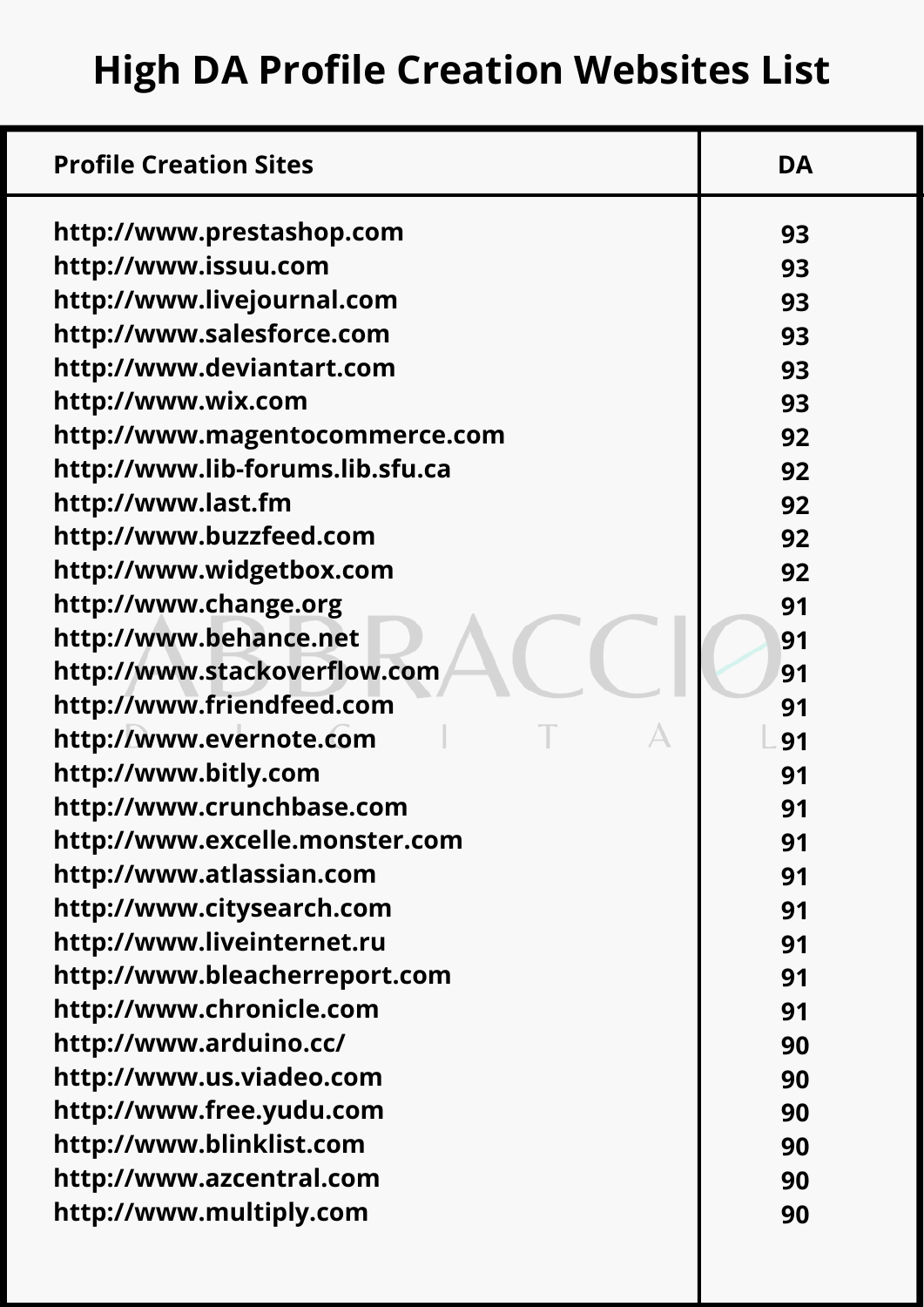# High DA Profile Creation Websites List

| Profile Creation Sites | DA |
| --- | --- |
| http://www.prestashop.com | 93 |
| http://www.issuu.com | 93 |
| http://www.livejournal.com | 93 |
| http://www.salesforce.com | 93 |
| http://www.deviantart.com | 93 |
| http://www.wix.com | 93 |
| http://www.magentocommerce.com | 92 |
| http://www.lib-forums.lib.sfu.ca | 92 |
| http://www.last.fm | 92 |
| http://www.buzzfeed.com | 92 |
| http://www.widgetbox.com | 92 |
| http://www.change.org | 91 |
| http://www.behance.net | 91 |
| http://www.stackoverflow.com | 91 |
| http://www.friendfeed.com | 91 |
| http://www.evernote.com | 91 |
| http://www.bitly.com | 91 |
| http://www.crunchbase.com | 91 |
| http://www.excelle.monster.com | 91 |
| http://www.atlassian.com | 91 |
| http://www.citysearch.com | 91 |
| http://www.liveinternet.ru | 91 |
| http://www.bleacherreport.com | 91 |
| http://www.chronicle.com | 91 |
| http://www.arduino.cc/ | 90 |
| http://www.us.viadeo.com | 90 |
| http://www.free.yudu.com | 90 |
| http://www.blinklist.com | 90 |
| http://www.azcentral.com | 90 |
| http://www.multiply.com | 90 |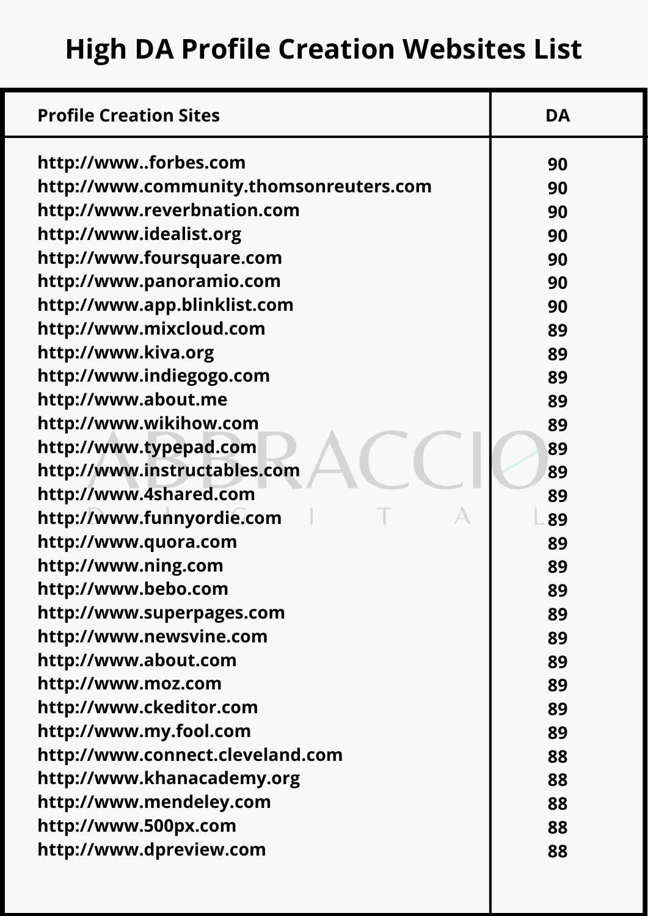# High DA Profile Creation Websites List

| Profile Creation Sites | DA |
|---|---|
| http://www..forbes.com | 90 |
| http://www.community.thomsonreuters.com | 90 |
| http://www.reverbnation.com | 90 |
| http://www.idealist.org | 90 |
| http://www.foursquare.com | 90 |
| http://www.panoramio.com | 90 |
| http://www.app.blinklist.com | 90 |
| http://www.mixcloud.com | 89 |
| http://www.kiva.org | 89 |
| http://www.indiegogo.com | 89 |
| http://www.about.me | 89 |
| http://www.wikihow.com | 89 |
| http://www.typepad.com | 89 |
| http://www.instructables.com | 89 |
| http://www.4shared.com | 89 |
| http://www.funnyordie.com | 89 |
| http://www.quora.com | 89 |
| http://www.ning.com | 89 |
| http://www.bebo.com | 89 |
| http://www.superpages.com | 89 |
| http://www.newsvine.com | 89 |
| http://www.about.com | 89 |
| http://www.moz.com | 89 |
| http://www.ckeditor.com | 89 |
| http://www.my.fool.com | 89 |
| http://www.connect.cleveland.com | 88 |
| http://www.khanacademy.org | 88 |
| http://www.mendeley.com | 88 |
| http://www.500px.com | 88 |
| http://www.dpreview.com | 88 |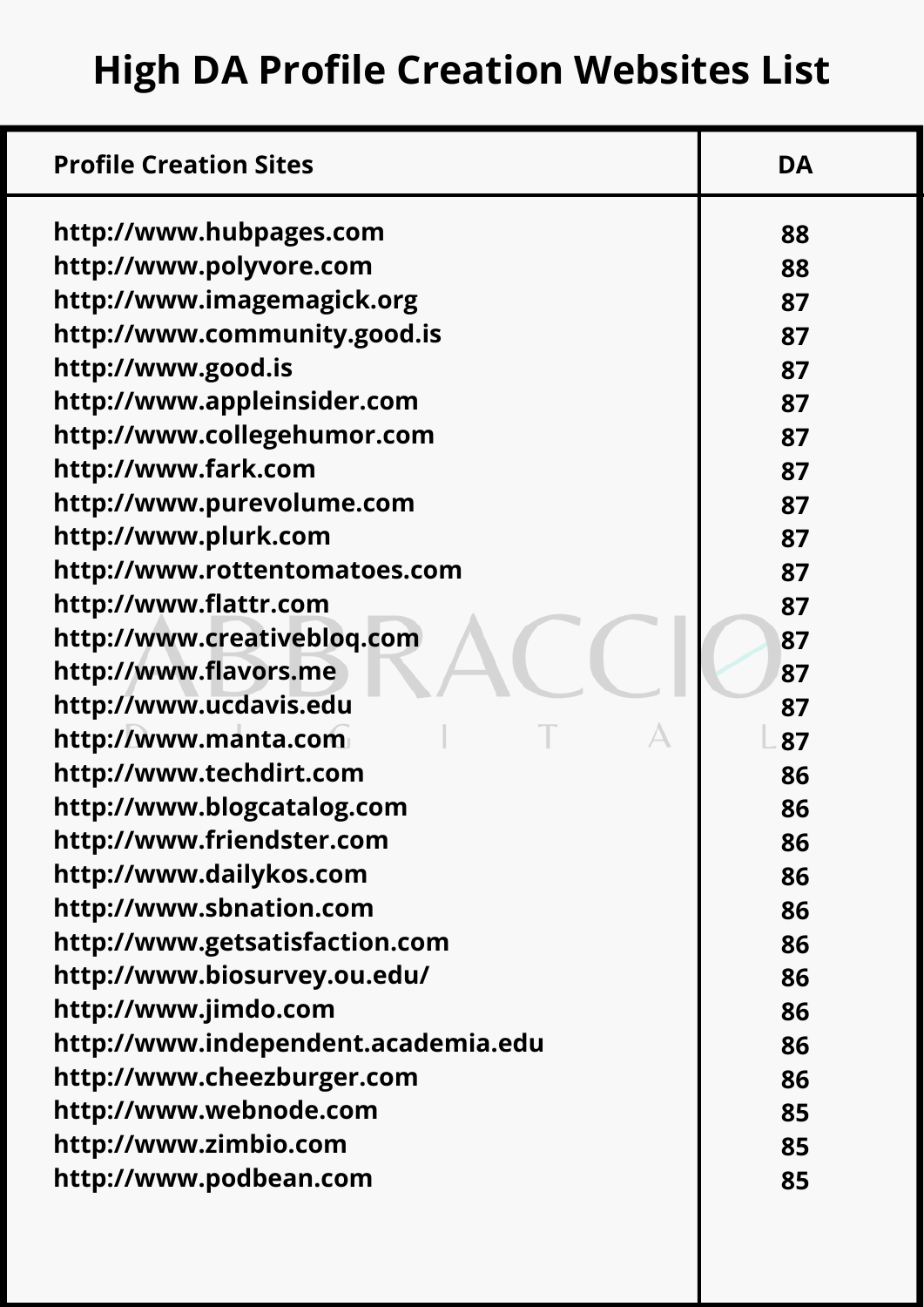# High DA Profile Creation Websites List

| Profile Creation Sites | DA |
| --- | --- |
| http://www.hubpages.com | 88 |
| http://www.polyvore.com | 88 |
| http://www.imagemagick.org | 87 |
| http://www.community.good.is | 87 |
| http://www.good.is | 87 |
| http://www.appleinsider.com | 87 |
| http://www.collegehumor.com | 87 |
| http://www.fark.com | 87 |
| http://www.purevolume.com | 87 |
| http://www.plurk.com | 87 |
| http://www.rottentomatoes.com | 87 |
| http://www.flattr.com | 87 |
| http://www.creativebloq.com | 87 |
| http://www.flavors.me | 87 |
| http://www.ucdavis.edu | 87 |
| http://www.manta.com | 87 |
| http://www.techdirt.com | 86 |
| http://www.blogcatalog.com | 86 |
| http://www.friendster.com | 86 |
| http://www.dailykos.com | 86 |
| http://www.sbnation.com | 86 |
| http://www.getsatisfaction.com | 86 |
| http://www.biosurvey.ou.edu/ | 86 |
| http://www.jimdo.com | 86 |
| http://www.independent.academia.edu | 86 |
| http://www.cheezburger.com | 86 |
| http://www.webnode.com | 85 |
| http://www.zimbio.com | 85 |
| http://www.podbean.com | 85 |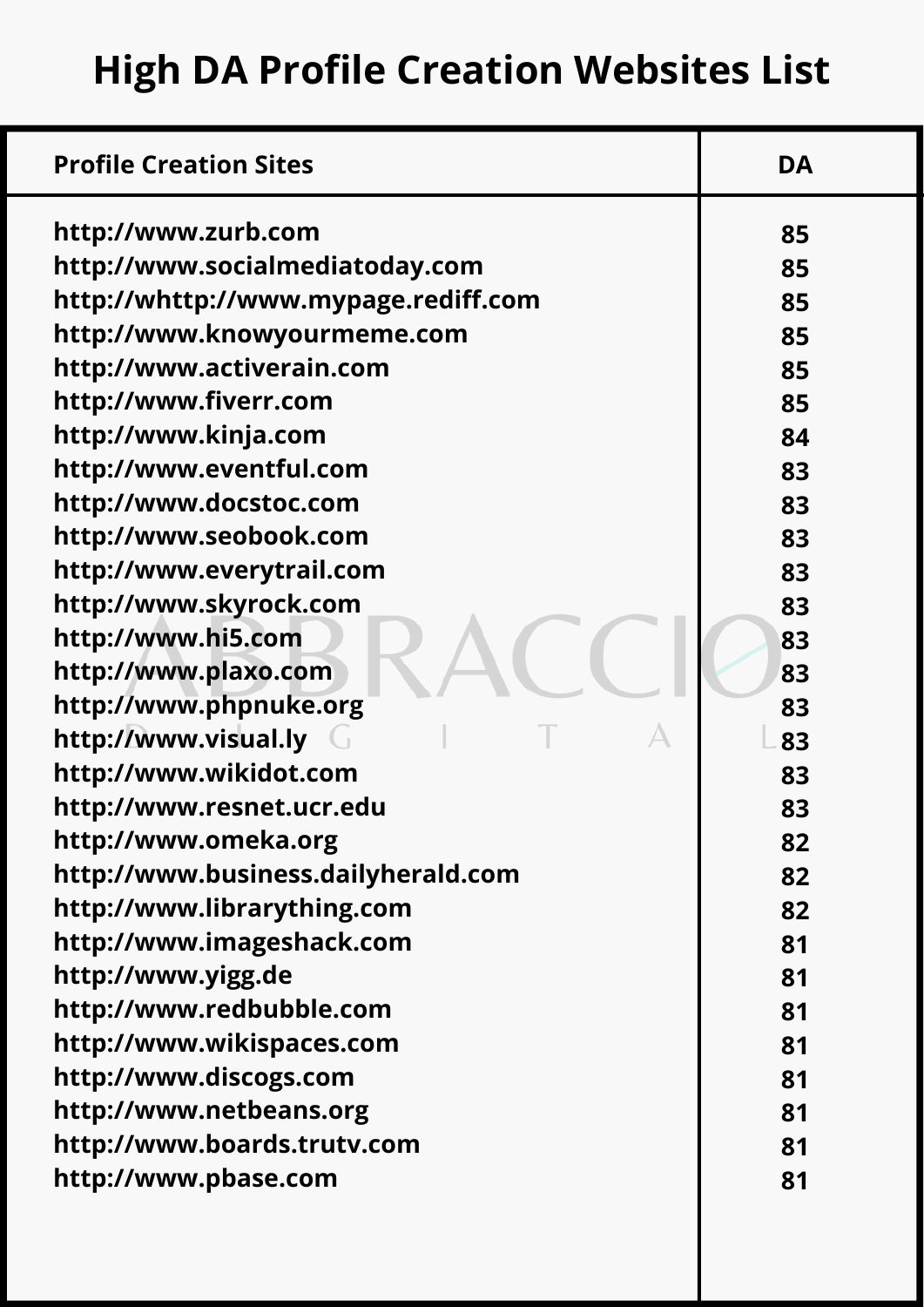# High DA Profile Creation Websites List

| Profile Creation Sites | DA |
|---|---|
| http://www.zurb.com | 85 |
| http://www.socialmediatoday.com | 85 |
| http://whttp://www.mypage.rediff.com | 85 |
| http://www.knowyourmeme.com | 85 |
| http://www.activerain.com | 85 |
| http://www.fiverr.com | 85 |
| http://www.kinja.com | 84 |
| http://www.eventful.com | 83 |
| http://www.docstoc.com | 83 |
| http://www.seobook.com | 83 |
| http://www.everytrail.com | 83 |
| http://www.skyrock.com | 83 |
| http://www.hi5.com | 83 |
| http://www.plaxo.com | 83 |
| http://www.phpnuke.org | 83 |
| http://www.visual.ly | 83 |
| http://www.wikidot.com | 83 |
| http://www.resnet.ucr.edu | 83 |
| http://www.omeka.org | 82 |
| http://www.business.dailyherald.com | 82 |
| http://www.librarything.com | 82 |
| http://www.imageshack.com | 81 |
| http://www.yigg.de | 81 |
| http://www.redbubble.com | 81 |
| http://www.wikispaces.com | 81 |
| http://www.discogs.com | 81 |
| http://www.netbeans.org | 81 |
| http://www.boards.trutv.com | 81 |
| http://www.pbase.com | 81 |